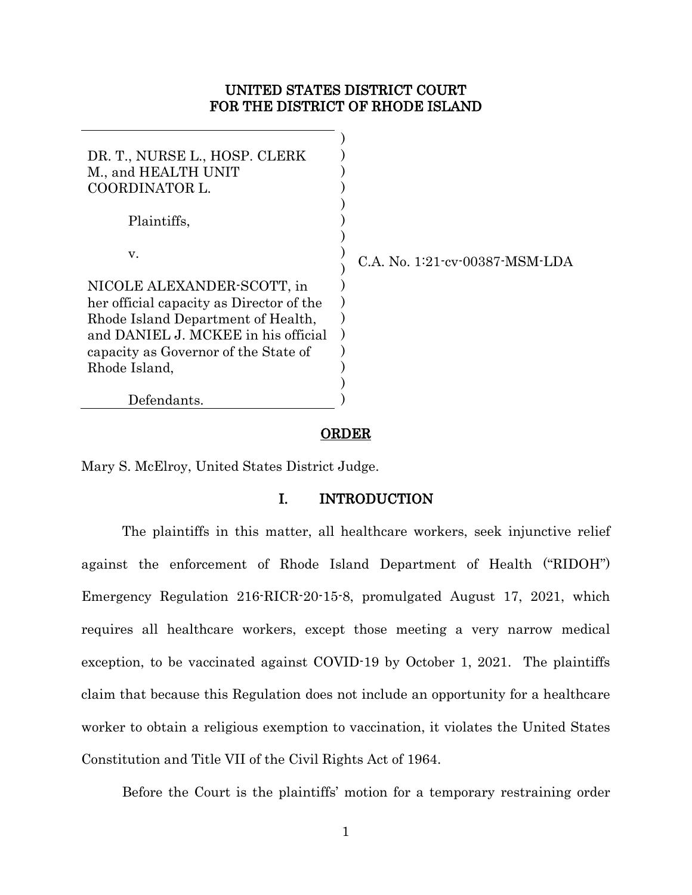# UNITED STATES DISTRICT COURT
# FOR THE DISTRICT OF RHODE ISLAND

| | |
|---|---|
| DR. T., NURSE L., HOSP. CLERK M., and HEALTH UNIT COORDINATOR L.<br><br>Plaintiffs,<br><br>v.<br><br>NICOLE ALEXANDER-SCOTT, in her official capacity as Director of the Rhode Island Department of Health, and DANIEL J. MCKEE in his official capacity as Governor of the State of Rhode Island,<br><br>Defendants. | C.A. No. 1:21-cv-00387-MSM-LDA |

## ORDER

Mary S. McElroy, United States District Judge.

## I. INTRODUCTION

The plaintiffs in this matter, all healthcare workers, seek injunctive relief against the enforcement of Rhode Island Department of Health ("RIDOH") Emergency Regulation 216-RICR-20-15-8, promulgated August 17, 2021, which requires all healthcare workers, except those meeting a very narrow medical exception, to be vaccinated against COVID-19 by October 1, 2021. The plaintiffs claim that because this Regulation does not include an opportunity for a healthcare worker to obtain a religious exemption to vaccination, it violates the United States Constitution and Title VII of the Civil Rights Act of 1964.

Before the Court is the plaintiffs' motion for a temporary restraining order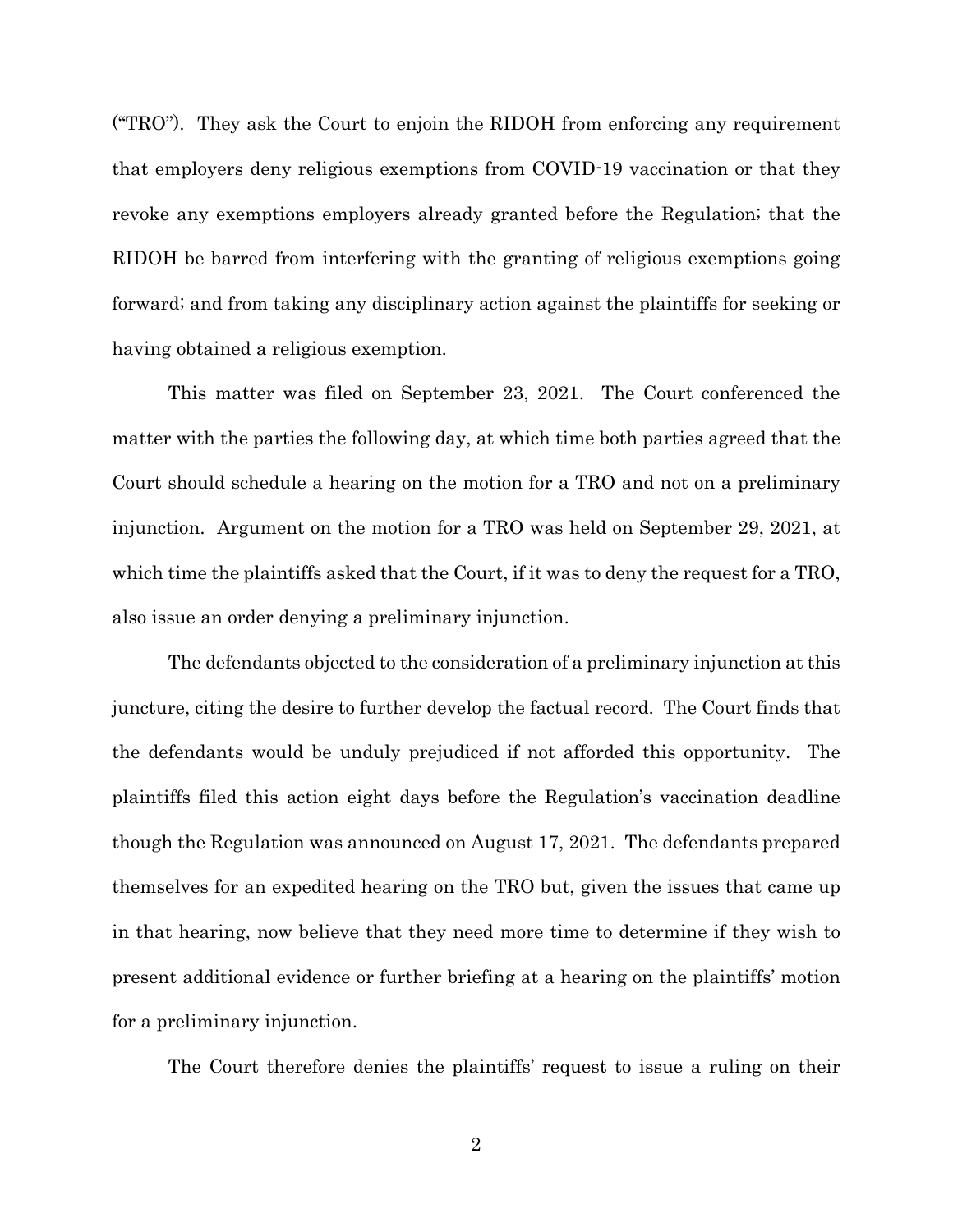("TRO"). They ask the Court to enjoin the RIDOH from enforcing any requirement that employers deny religious exemptions from COVID-19 vaccination or that they revoke any exemptions employers already granted before the Regulation; that the RIDOH be barred from interfering with the granting of religious exemptions going forward; and from taking any disciplinary action against the plaintiffs for seeking or having obtained a religious exemption.

This matter was filed on September 23, 2021. The Court conferenced the matter with the parties the following day, at which time both parties agreed that the Court should schedule a hearing on the motion for a TRO and not on a preliminary injunction. Argument on the motion for a TRO was held on September 29, 2021, at which time the plaintiffs asked that the Court, if it was to deny the request for a TRO, also issue an order denying a preliminary injunction.

The defendants objected to the consideration of a preliminary injunction at this juncture, citing the desire to further develop the factual record. The Court finds that the defendants would be unduly prejudiced if not afforded this opportunity. The plaintiffs filed this action eight days before the Regulation's vaccination deadline though the Regulation was announced on August 17, 2021. The defendants prepared themselves for an expedited hearing on the TRO but, given the issues that came up in that hearing, now believe that they need more time to determine if they wish to present additional evidence or further briefing at a hearing on the plaintiffs' motion for a preliminary injunction.

The Court therefore denies the plaintiffs' request to issue a ruling on their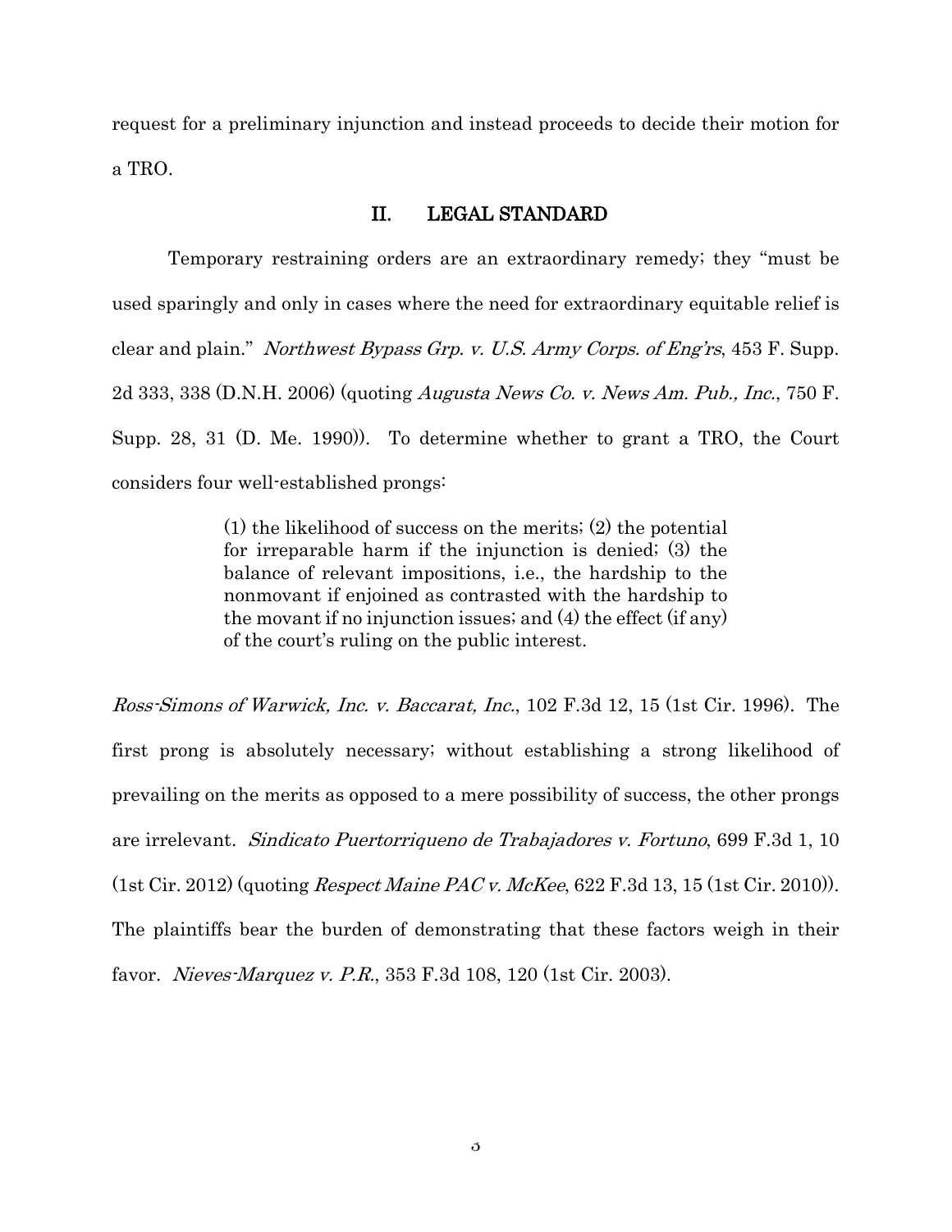request for a preliminary injunction and instead proceeds to decide their motion for a TRO.

## II. LEGAL STANDARD

Temporary restraining orders are an extraordinary remedy; they "must be used sparingly and only in cases where the need for extraordinary equitable relief is clear and plain." *Northwest Bypass Grp. v. U.S. Army Corps. of Eng'rs*, 453 F. Supp. 2d 333, 338 (D.N.H. 2006) (quoting *Augusta News Co. v. News Am. Pub., Inc.*, 750 F. Supp. 28, 31 (D. Me. 1990)). To determine whether to grant a TRO, the Court considers four well-established prongs:

> (1) the likelihood of success on the merits; (2) the potential for irreparable harm if the injunction is denied; (3) the balance of relevant impositions, i.e., the hardship to the nonmovant if enjoined as contrasted with the hardship to the movant if no injunction issues; and (4) the effect (if any) of the court's ruling on the public interest.

*Ross-Simons of Warwick, Inc. v. Baccarat, Inc.*, 102 F.3d 12, 15 (1st Cir. 1996). The first prong is absolutely necessary; without establishing a strong likelihood of prevailing on the merits as opposed to a mere possibility of success, the other prongs are irrelevant. *Sindicato Puertorriqueno de Trabajadores v. Fortuno*, 699 F.3d 1, 10 (1st Cir. 2012) (quoting *Respect Maine PAC v. McKee*, 622 F.3d 13, 15 (1st Cir. 2010)). The plaintiffs bear the burden of demonstrating that these factors weigh in their favor. *Nieves-Marquez v. P.R.*, 353 F.3d 108, 120 (1st Cir. 2003).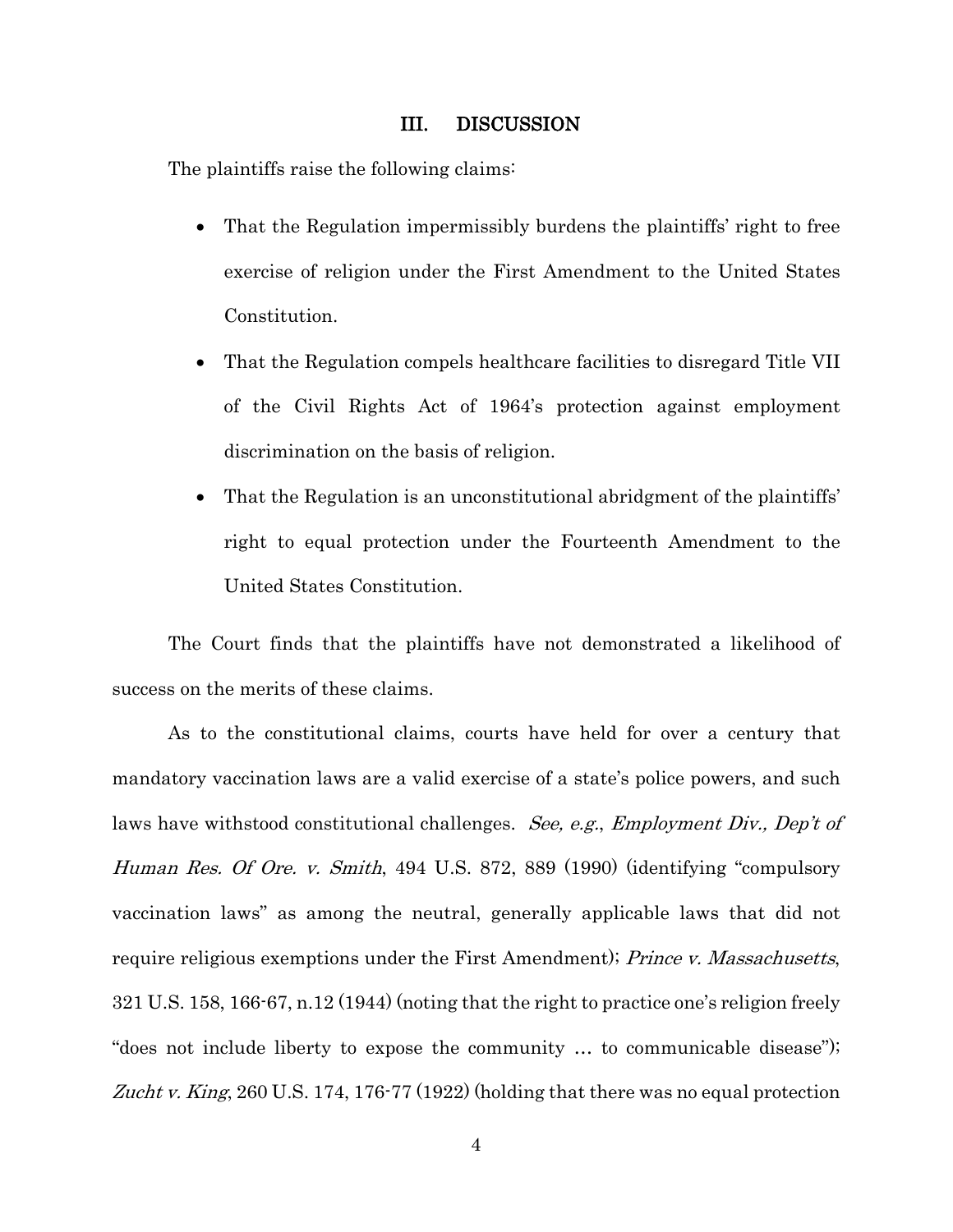## III. DISCUSSION

The plaintiffs raise the following claims:

- That the Regulation impermissibly burdens the plaintiffs' right to free exercise of religion under the First Amendment to the United States Constitution.
- That the Regulation compels healthcare facilities to disregard Title VII of the Civil Rights Act of 1964's protection against employment discrimination on the basis of religion.
- That the Regulation is an unconstitutional abridgment of the plaintiffs' right to equal protection under the Fourteenth Amendment to the United States Constitution.

The Court finds that the plaintiffs have not demonstrated a likelihood of success on the merits of these claims.

As to the constitutional claims, courts have held for over a century that mandatory vaccination laws are a valid exercise of a state's police powers, and such laws have withstood constitutional challenges. *See, e.g.*, *Employment Div., Dep't of Human Res. Of Ore. v. Smith*, 494 U.S. 872, 889 (1990) (identifying "compulsory vaccination laws" as among the neutral, generally applicable laws that did not require religious exemptions under the First Amendment); *Prince v. Massachusetts*, 321 U.S. 158, 166-67, n.12 (1944) (noting that the right to practice one's religion freely "does not include liberty to expose the community … to communicable disease"); *Zucht v. King*, 260 U.S. 174, 176-77 (1922) (holding that there was no equal protection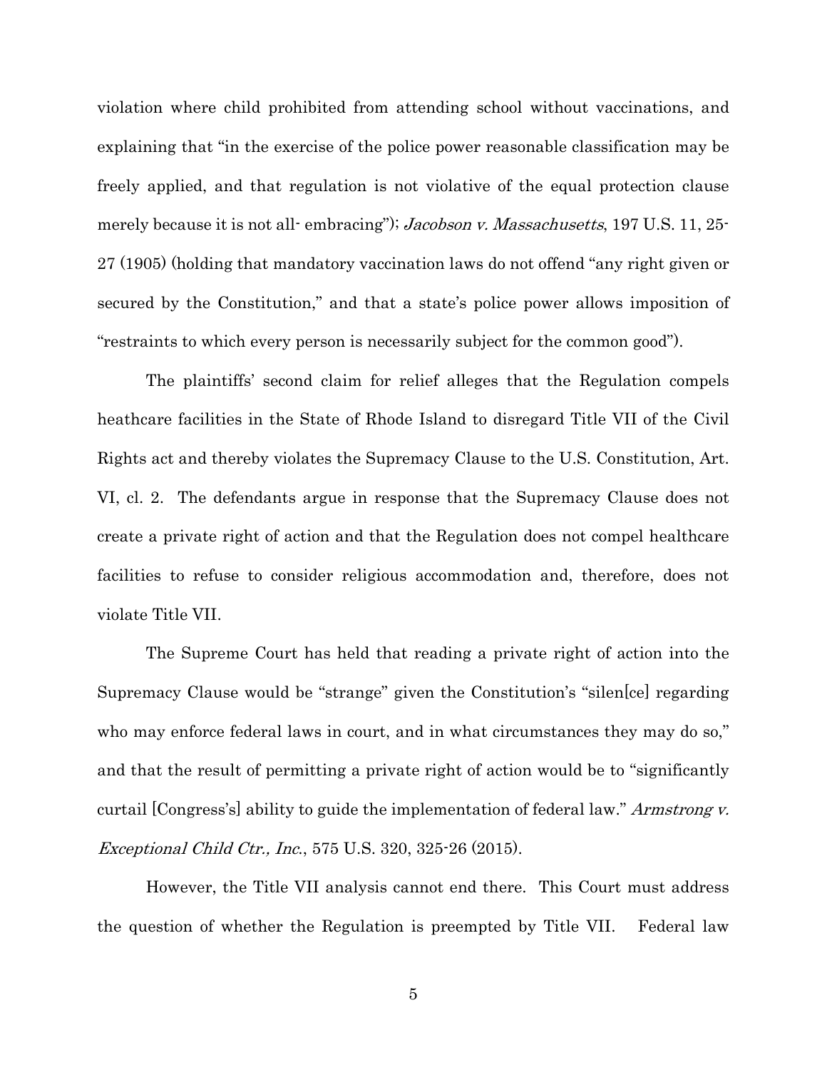violation where child prohibited from attending school without vaccinations, and explaining that "in the exercise of the police power reasonable classification may be freely applied, and that regulation is not violative of the equal protection clause merely because it is not all- embracing"); *Jacobson v. Massachusetts*, 197 U.S. 11, 25-27 (1905) (holding that mandatory vaccination laws do not offend "any right given or secured by the Constitution," and that a state's police power allows imposition of "restraints to which every person is necessarily subject for the common good").

The plaintiffs' second claim for relief alleges that the Regulation compels heathcare facilities in the State of Rhode Island to disregard Title VII of the Civil Rights act and thereby violates the Supremacy Clause to the U.S. Constitution, Art. VI, cl. 2. The defendants argue in response that the Supremacy Clause does not create a private right of action and that the Regulation does not compel healthcare facilities to refuse to consider religious accommodation and, therefore, does not violate Title VII.

The Supreme Court has held that reading a private right of action into the Supremacy Clause would be "strange" given the Constitution's "silen[ce] regarding who may enforce federal laws in court, and in what circumstances they may do so," and that the result of permitting a private right of action would be to "significantly curtail [Congress's] ability to guide the implementation of federal law." *Armstrong v. Exceptional Child Ctr., Inc.*, 575 U.S. 320, 325-26 (2015).

However, the Title VII analysis cannot end there. This Court must address the question of whether the Regulation is preempted by Title VII. Federal law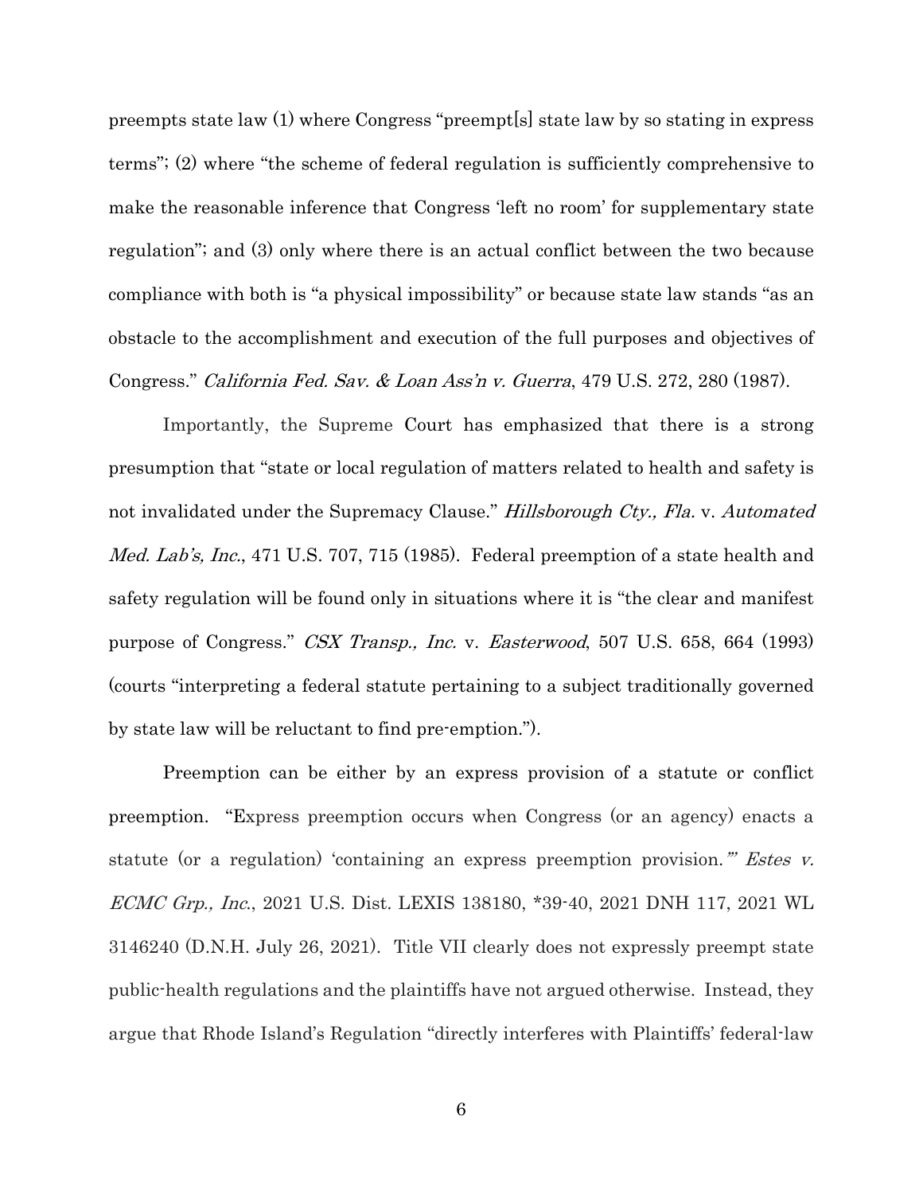preempts state law (1) where Congress "preempt[s] state law by so stating in express terms"; (2) where "the scheme of federal regulation is sufficiently comprehensive to make the reasonable inference that Congress 'left no room' for supplementary state regulation"; and (3) only where there is an actual conflict between the two because compliance with both is "a physical impossibility" or because state law stands "as an obstacle to the accomplishment and execution of the full purposes and objectives of Congress." *California Fed. Sav. & Loan Ass'n v. Guerra*, 479 U.S. 272, 280 (1987).

Importantly, the Supreme Court has emphasized that there is a strong presumption that "state or local regulation of matters related to health and safety is not invalidated under the Supremacy Clause." *Hillsborough Cty., Fla.* v. *Automated Med. Lab's, Inc.*, 471 U.S. 707, 715 (1985). Federal preemption of a state health and safety regulation will be found only in situations where it is "the clear and manifest purpose of Congress." *CSX Transp., Inc.* v. *Easterwood*, 507 U.S. 658, 664 (1993) (courts "interpreting a federal statute pertaining to a subject traditionally governed by state law will be reluctant to find pre-emption.").

Preemption can be either by an express provision of a statute or conflict preemption. "Express preemption occurs when Congress (or an agency) enacts a statute (or a regulation) 'containing an express preemption provision.'" *Estes v. ECMC Grp., Inc.*, 2021 U.S. Dist. LEXIS 138180, *39-40, 2021 DNH 117, 2021 WL 3146240 (D.N.H. July 26, 2021). Title VII clearly does not expressly preempt state public-health regulations and the plaintiffs have not argued otherwise. Instead, they argue that Rhode Island's Regulation "directly interferes with Plaintiffs' federal-law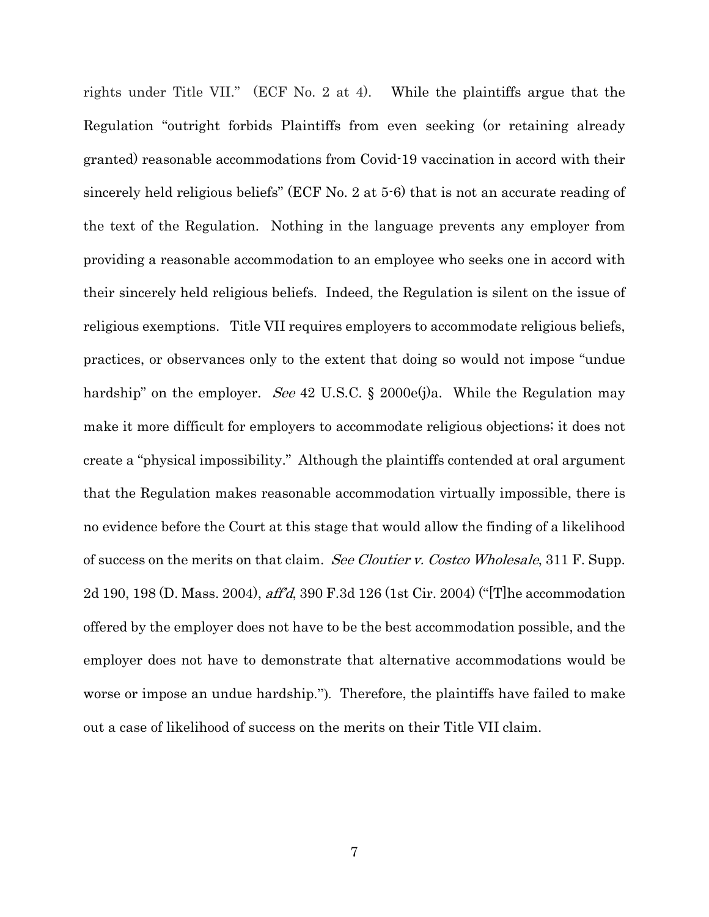rights under Title VII." (ECF No. 2 at 4). While the plaintiffs argue that the Regulation "outright forbids Plaintiffs from even seeking (or retaining already granted) reasonable accommodations from Covid-19 vaccination in accord with their sincerely held religious beliefs" (ECF No. 2 at 5-6) that is not an accurate reading of the text of the Regulation. Nothing in the language prevents any employer from providing a reasonable accommodation to an employee who seeks one in accord with their sincerely held religious beliefs. Indeed, the Regulation is silent on the issue of religious exemptions. Title VII requires employers to accommodate religious beliefs, practices, or observances only to the extent that doing so would not impose "undue hardship" on the employer. *See* 42 U.S.C. § 2000e(j)a. While the Regulation may make it more difficult for employers to accommodate religious objections; it does not create a "physical impossibility." Although the plaintiffs contended at oral argument that the Regulation makes reasonable accommodation virtually impossible, there is no evidence before the Court at this stage that would allow the finding of a likelihood of success on the merits on that claim. *See Cloutier v. Costco Wholesale*, 311 F. Supp. 2d 190, 198 (D. Mass. 2004), *aff'd*, 390 F.3d 126 (1st Cir. 2004) ("[T]he accommodation offered by the employer does not have to be the best accommodation possible, and the employer does not have to demonstrate that alternative accommodations would be worse or impose an undue hardship."). Therefore, the plaintiffs have failed to make out a case of likelihood of success on the merits on their Title VII claim.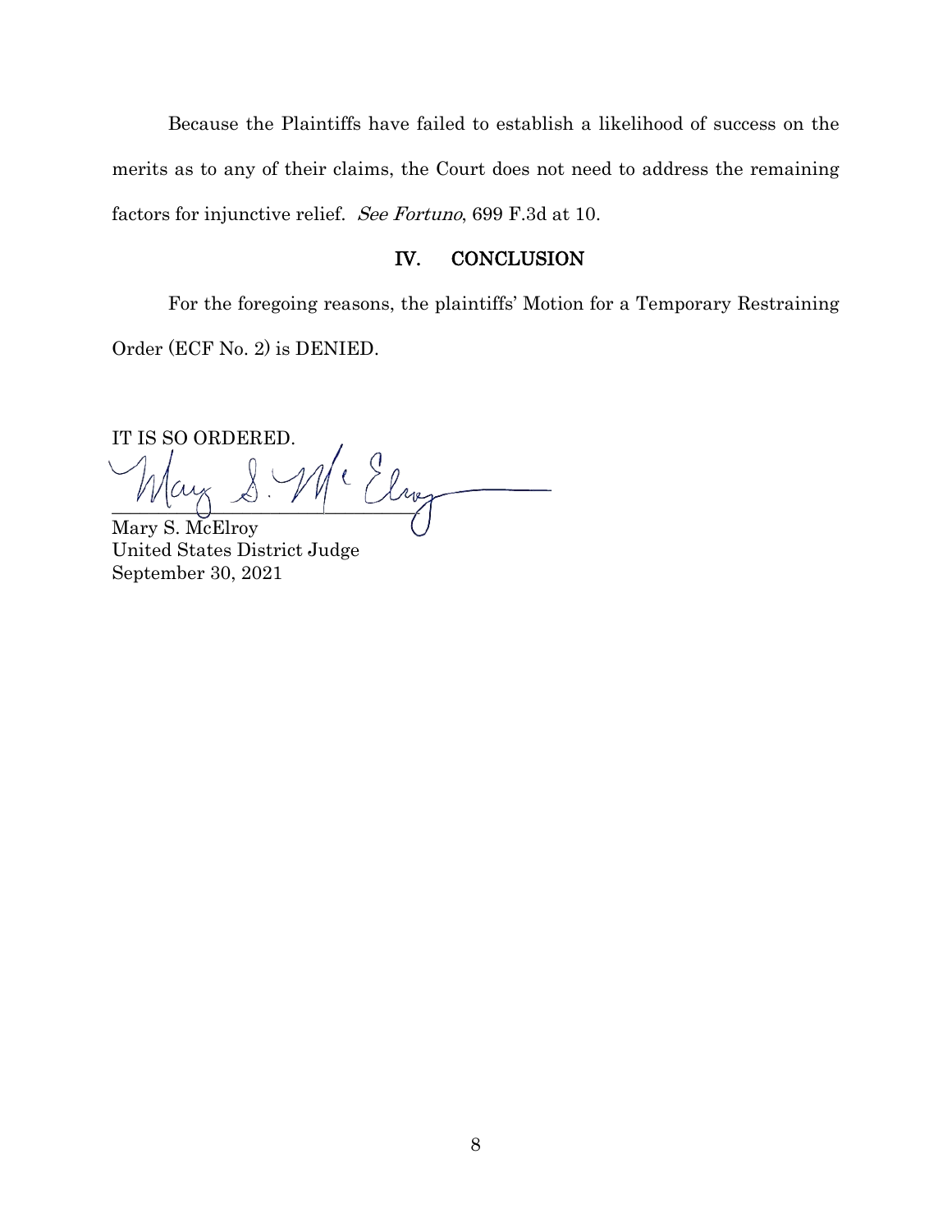Because the Plaintiffs have failed to establish a likelihood of success on the merits as to any of their claims, the Court does not need to address the remaining factors for injunctive relief. *See Fortuno*, 699 F.3d at 10.

## IV. CONCLUSION

For the foregoing reasons, the plaintiffs' Motion for a Temporary Restraining Order (ECF No. 2) is DENIED.

IT IS SO ORDERED.

Mary S. McElroy
United States District Judge
September 30, 2021